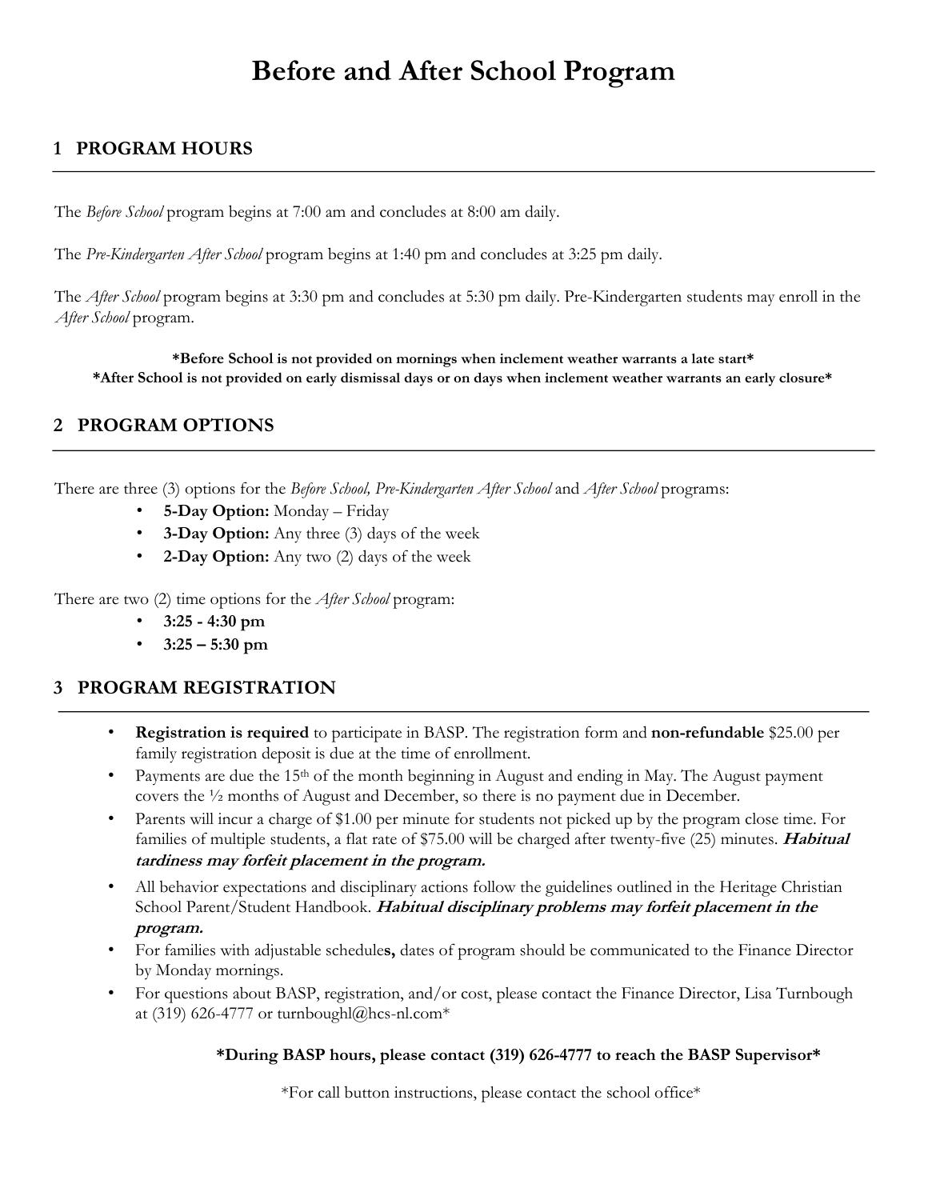# Before and After School Program

## 1 PROGRAM HOURS

The *Before School* program begins at 7:00 am and concludes at 8:00 am daily.

The *Pre-Kindergarten After School* program begins at 1:40 pm and concludes at 3:25 pm daily.

The *After School* program begins at 3:30 pm and concludes at 5:30 pm daily. Pre-Kindergarten students may enroll in the *After School* program.

**\*Before School is not provided on mornings when inclement weather warrants a late start\***
**\*After School is not provided on early dismissal days or on days when inclement weather warrants an early closure\***

## 2 PROGRAM OPTIONS

There are three (3) options for the *Before School, Pre-Kindergarten After School* and *After School* programs:

- **5-Day Option:** Monday – Friday
- **3-Day Option:** Any three (3) days of the week
- **2-Day Option:** Any two (2) days of the week

There are two (2) time options for the *After School* program:

- **3:25 - 4:30 pm**
- **3:25 – 5:30 pm**

## 3 PROGRAM REGISTRATION

- **Registration is required** to participate in BASP. The registration form and **non-refundable** $25.00 per family registration deposit is due at the time of enrollment.
- Payments are due the 15th of the month beginning in August and ending in May. The August payment covers the ½ months of August and December, so there is no payment due in December.
- Parents will incur a charge of $1.00 per minute for students not picked up by the program close time. For families of multiple students, a flat rate of $75.00 will be charged after twenty-five (25) minutes. ***Habitual tardiness may forfeit placement in the program.***
- All behavior expectations and disciplinary actions follow the guidelines outlined in the Heritage Christian School Parent/Student Handbook. ***Habitual disciplinary problems may forfeit placement in the program.***
- For families with adjustable schedule**s,** dates of program should be communicated to the Finance Director by Monday mornings.
- For questions about BASP, registration, and/or cost, please contact the Finance Director, Lisa Turnbough at (319) 626-4777 or turnboughl@hcs-nl.com*

**\*During BASP hours, please contact (319) 626-4777 to reach the BASP Supervisor\***

\*For call button instructions, please contact the school office\*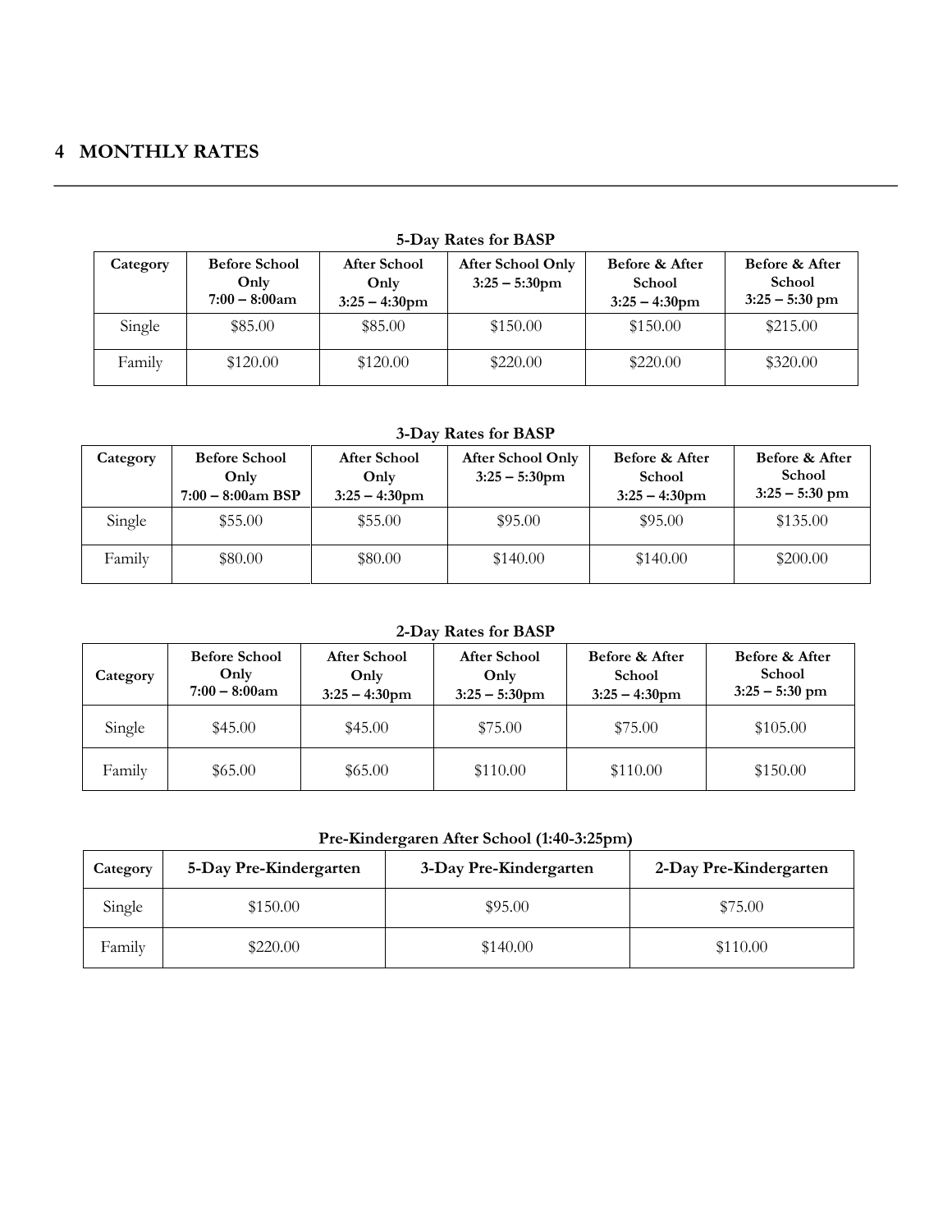## 4 MONTHLY RATES

**5-Day Rates for BASP**

| Category | Before School Only 7:00 – 8:00am | After School Only 3:25 – 4:30pm | After School Only 3:25 – 5:30pm | Before & After School 3:25 – 4:30pm | Before & After School 3:25 – 5:30 pm |
|---|---|---|---|---|---|
| Single | $85.00 | $85.00 | $150.00 | $150.00 | $215.00 |
| Family | $120.00 | $120.00 | $220.00 | $220.00 | $320.00 |

**3-Day Rates for BASP**

| Category | Before School Only 7:00 – 8:00am BSP | After School Only 3:25 – 4:30pm | After School Only 3:25 – 5:30pm | Before & After School 3:25 – 4:30pm | Before & After School 3:25 – 5:30 pm |
|---|---|---|---|---|---|
| Single | $55.00 | $55.00 | $95.00 | $95.00 | $135.00 |
| Family | $80.00 | $80.00 | $140.00 | $140.00 | $200.00 |

**2-Day Rates for BASP**

| Category | Before School Only 7:00 – 8:00am | After School Only 3:25 – 4:30pm | After School Only 3:25 – 5:30pm | Before & After School 3:25 – 4:30pm | Before & After School 3:25 – 5:30 pm |
|---|---|---|---|---|---|
| Single | $45.00 | $45.00 | $75.00 | $75.00 | $105.00 |
| Family | $65.00 | $65.00 | $110.00 | $110.00 | $150.00 |

**Pre-Kindergaren After School (1:40-3:25pm)**

| Category | 5-Day Pre-Kindergarten | 3-Day Pre-Kindergarten | 2-Day Pre-Kindergarten |
|---|---|---|---|
| Single | $150.00 | $95.00 | $75.00 |
| Family | $220.00 | $140.00 | $110.00 |